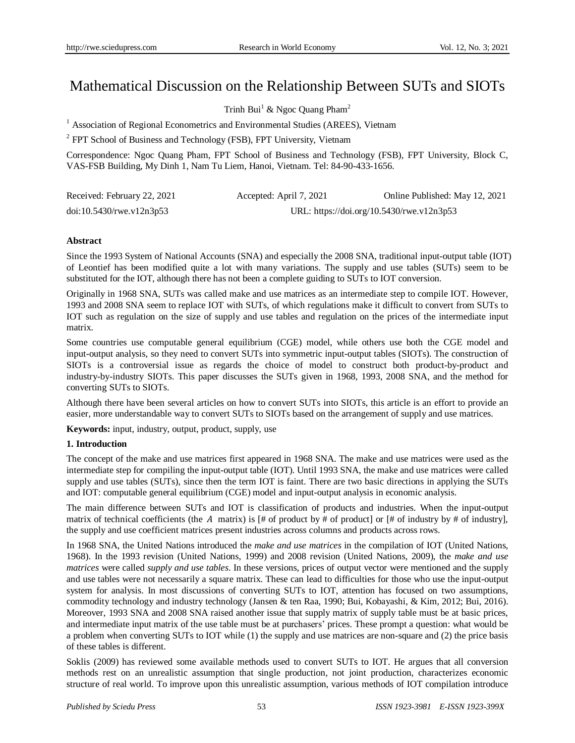# Mathematical Discussion on the Relationship Between SUTs and SIOTs

Trinh Bui[1] & Ngoc Quang Pham[2]

[1] Association of Regional Econometrics and Environmental Studies (AREES), Vietnam

[2] FPT School of Business and Technology (FSB), FPT University, Vietnam

Correspondence: Ngoc Quang Pham, FPT School of Business and Technology (FSB), FPT University, Block C, VAS-FSB Building, My Dinh 1, Nam Tu Liem, Hanoi, Vietnam. Tel: 84-90-433-1656.

Received: February 22, 2021 Accepted: April 7, 2021 Online Published: May 12, 2021

doi:10.5430/rwe.v12n3p53 URL: https://doi.org/10.5430/rwe.v12n3p53

**Abstract**

Since the 1993 System of National Accounts (SNA) and especially the 2008 SNA, traditional input-output table (IOT) of Leontief has been modified quite a lot with many variations. The supply and use tables (SUTs) seem to be substituted for the IOT, although there has not been a complete guiding to SUTs to IOT conversion.

Originally in 1968 SNA, SUTs was called make and use matrices as an intermediate step to compile IOT. However, 1993 and 2008 SNA seem to replace IOT with SUTs, of which regulations make it difficult to convert from SUTs to IOT such as regulation on the size of supply and use tables and regulation on the prices of the intermediate input matrix.

Some countries use computable general equilibrium (CGE) model, while others use both the CGE model and input-output analysis, so they need to convert SUTs into symmetric input-output tables (SIOTs). The construction of SIOTs is a controversial issue as regards the choice of model to construct both product-by-product and industry-by-industry SIOTs. This paper discusses the SUTs given in 1968, 1993, 2008 SNA, and the method for converting SUTs to SIOTs.

Although there have been several articles on how to convert SUTs into SIOTs, this article is an effort to provide an easier, more understandable way to convert SUTs to SIOTs based on the arrangement of supply and use matrices.

**Keywords:** input, industry, output, product, supply, use

## 1. Introduction

The concept of the make and use matrices first appeared in 1968 SNA. The make and use matrices were used as the intermediate step for compiling the input-output table (IOT). Until 1993 SNA, the make and use matrices were called supply and use tables (SUTs), since then the term IOT is faint. There are two basic directions in applying the SUTs and IOT: computable general equilibrium (CGE) model and input-output analysis in economic analysis.

The main difference between SUTs and IOT is classification of products and industries. When the input-output matrix of technical coefficients (the $A$ matrix) is [# of product by # of product] or [# of industry by # of industry], the supply and use coefficient matrices present industries across columns and products across rows.

In 1968 SNA, the United Nations introduced the *make and use matrices* in the compilation of IOT (United Nations, 1968). In the 1993 revision (United Nations, 1999) and 2008 revision (United Nations, 2009), the *make and use matrices* were called *supply and use tables*. In these versions, prices of output vector were mentioned and the supply and use tables were not necessarily a square matrix. These can lead to difficulties for those who use the input-output system for analysis. In most discussions of converting SUTs to IOT, attention has focused on two assumptions, commodity technology and industry technology (Jansen & ten Raa, 1990; Bui, Kobayashi, & Kim, 2012; Bui, 2016). Moreover, 1993 SNA and 2008 SNA raised another issue that supply matrix of supply table must be at basic prices, and intermediate input matrix of the use table must be at purchasers' prices. These prompt a question: what would be a problem when converting SUTs to IOT while (1) the supply and use matrices are non-square and (2) the price basis of these tables is different.

Soklis (2009) has reviewed some available methods used to convert SUTs to IOT. He argues that all conversion methods rest on an unrealistic assumption that single production, not joint production, characterizes economic structure of real world. To improve upon this unrealistic assumption, various methods of IOT compilation introduce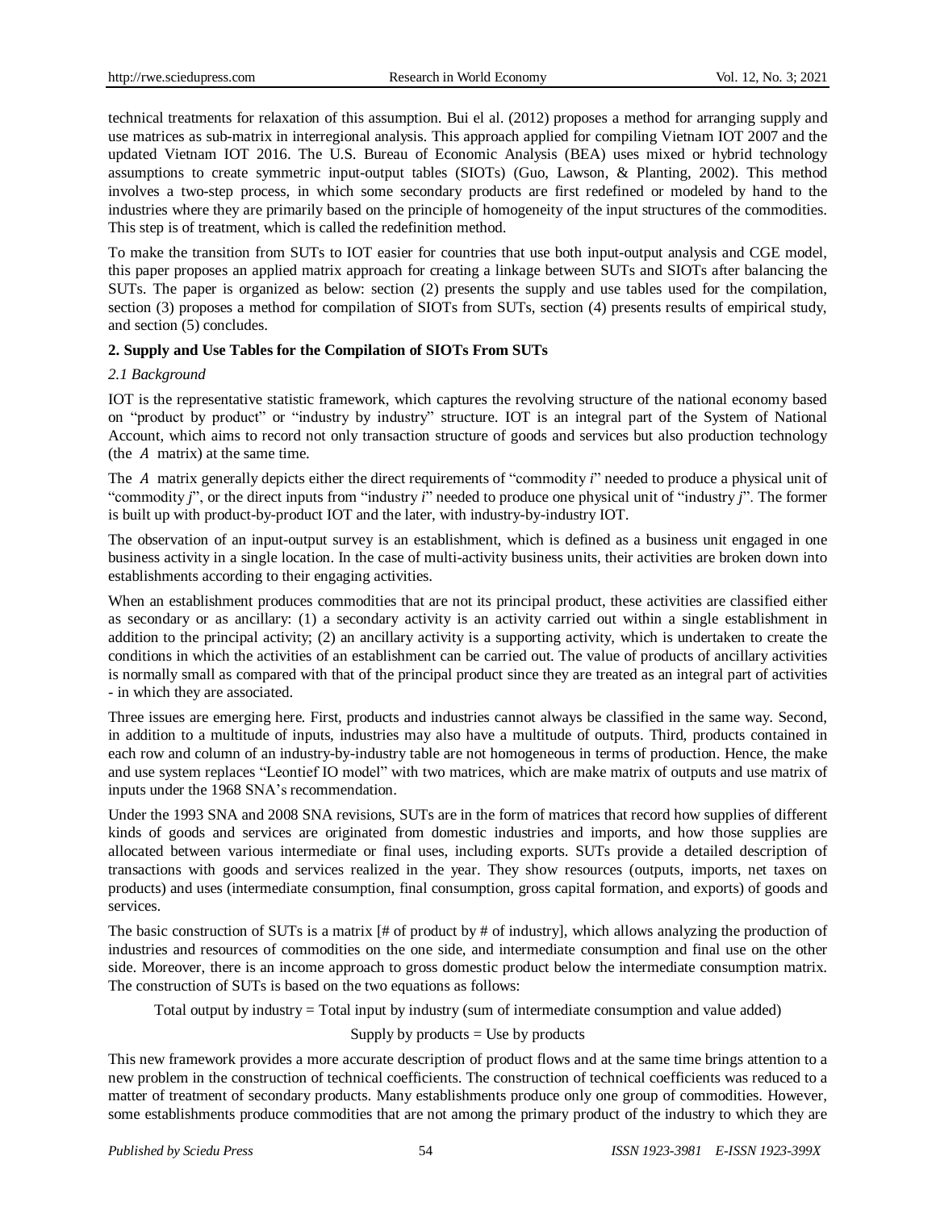technical treatments for relaxation of this assumption. Bui el al. (2012) proposes a method for arranging supply and use matrices as sub-matrix in interregional analysis. This approach applied for compiling Vietnam IOT 2007 and the updated Vietnam IOT 2016. The U.S. Bureau of Economic Analysis (BEA) uses mixed or hybrid technology assumptions to create symmetric input-output tables (SIOTs) (Guo, Lawson, & Planting, 2002). This method involves a two-step process, in which some secondary products are first redefined or modeled by hand to the industries where they are primarily based on the principle of homogeneity of the input structures of the commodities. This step is of treatment, which is called the redefinition method.

To make the transition from SUTs to IOT easier for countries that use both input-output analysis and CGE model, this paper proposes an applied matrix approach for creating a linkage between SUTs and SIOTs after balancing the SUTs. The paper is organized as below: section (2) presents the supply and use tables used for the compilation, section (3) proposes a method for compilation of SIOTs from SUTs, section (4) presents results of empirical study, and section (5) concludes.

## 2. Supply and Use Tables for the Compilation of SIOTs From SUTs

### *2.1 Background*

IOT is the representative statistic framework, which captures the revolving structure of the national economy based on "product by product" or "industry by industry" structure. IOT is an integral part of the System of National Account, which aims to record not only transaction structure of goods and services but also production technology (the $A$ matrix) at the same time.

The $A$ matrix generally depicts either the direct requirements of "commodity *i*" needed to produce a physical unit of "commodity *j*", or the direct inputs from "industry *i*" needed to produce one physical unit of "industry *j*". The former is built up with product-by-product IOT and the later, with industry-by-industry IOT.

The observation of an input-output survey is an establishment, which is defined as a business unit engaged in one business activity in a single location. In the case of multi-activity business units, their activities are broken down into establishments according to their engaging activities.

When an establishment produces commodities that are not its principal product, these activities are classified either as secondary or as ancillary: (1) a secondary activity is an activity carried out within a single establishment in addition to the principal activity; (2) an ancillary activity is a supporting activity, which is undertaken to create the conditions in which the activities of an establishment can be carried out. The value of products of ancillary activities is normally small as compared with that of the principal product since they are treated as an integral part of activities - in which they are associated.

Three issues are emerging here. First, products and industries cannot always be classified in the same way. Second, in addition to a multitude of inputs, industries may also have a multitude of outputs. Third, products contained in each row and column of an industry-by-industry table are not homogeneous in terms of production. Hence, the make and use system replaces "Leontief IO model" with two matrices, which are make matrix of outputs and use matrix of inputs under the 1968 SNA's recommendation.

Under the 1993 SNA and 2008 SNA revisions, SUTs are in the form of matrices that record how supplies of different kinds of goods and services are originated from domestic industries and imports, and how those supplies are allocated between various intermediate or final uses, including exports. SUTs provide a detailed description of transactions with goods and services realized in the year. They show resources (outputs, imports, net taxes on products) and uses (intermediate consumption, final consumption, gross capital formation, and exports) of goods and services.

The basic construction of SUTs is a matrix [# of product by # of industry], which allows analyzing the production of industries and resources of commodities on the one side, and intermediate consumption and final use on the other side. Moreover, there is an income approach to gross domestic product below the intermediate consumption matrix. The construction of SUTs is based on the two equations as follows:

Total output by industry = Total input by industry (sum of intermediate consumption and value added)

Supply by products = Use by products

This new framework provides a more accurate description of product flows and at the same time brings attention to a new problem in the construction of technical coefficients. The construction of technical coefficients was reduced to a matter of treatment of secondary products. Many establishments produce only one group of commodities. However, some establishments produce commodities that are not among the primary product of the industry to which they are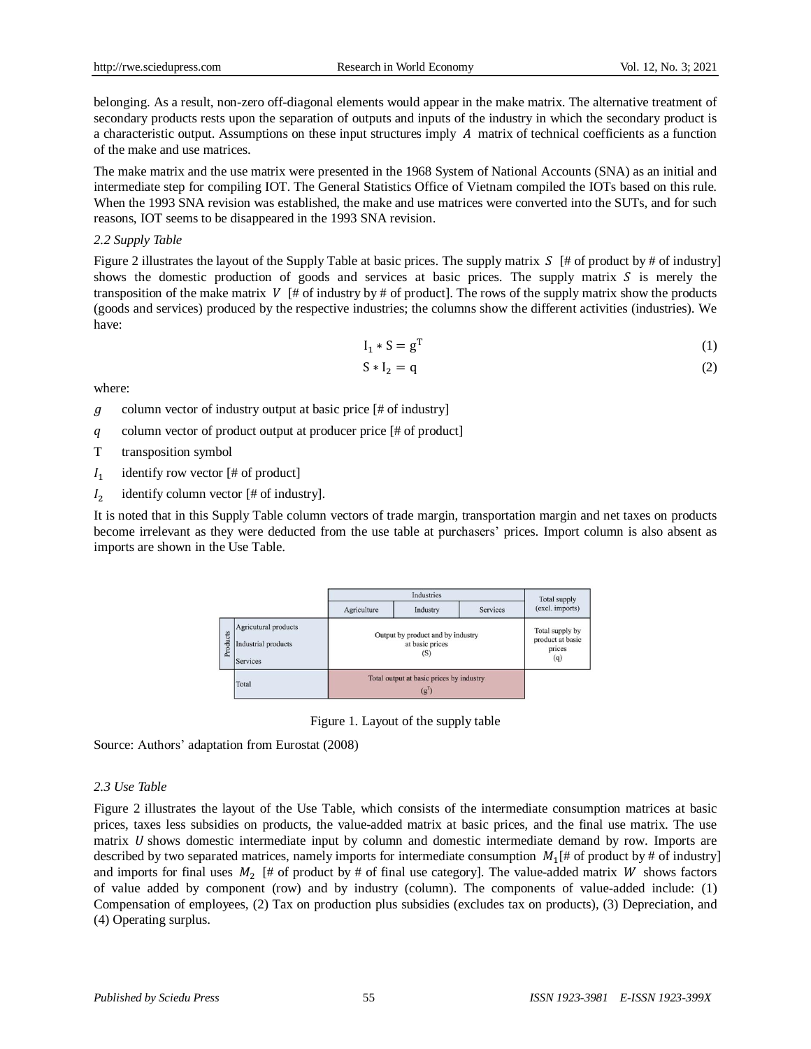belonging. As a result, non-zero off-diagonal elements would appear in the make matrix. The alternative treatment of secondary products rests upon the separation of outputs and inputs of the industry in which the secondary product is a characteristic output. Assumptions on these input structures imply $A$ matrix of technical coefficients as a function of the make and use matrices.

The make matrix and the use matrix were presented in the 1968 System of National Accounts (SNA) as an initial and intermediate step for compiling IOT. The General Statistics Office of Vietnam compiled the IOTs based on this rule. When the 1993 SNA revision was established, the make and use matrices were converted into the SUTs, and for such reasons, IOT seems to be disappeared in the 1993 SNA revision.

*2.2 Supply Table*

Figure 2 illustrates the layout of the Supply Table at basic prices. The supply matrix $S$ [# of product by # of industry] shows the domestic production of goods and services at basic prices. The supply matrix $S$ is merely the transposition of the make matrix $V$ [# of industry by # of product]. The rows of the supply matrix show the products (goods and services) produced by the respective industries; the columns show the different activities (industries). We have:

$$I_1 * S = g^T \tag{1}$$

$$S * I_2 = q \tag{2}$$

where:

- $g$ column vector of industry output at basic price [# of industry]
- $q$ column vector of product output at producer price [# of product]
- T transposition symbol
- $I_1$ identify row vector [# of product]
- $I_2$ identify column vector [# of industry].

It is noted that in this Supply Table column vectors of trade margin, transportation margin and net taxes on products become irrelevant as they were deducted from the use table at purchasers' prices. Import column is also absent as imports are shown in the Use Table.

| | | Industries | | | Total supply (excl. imports) |
|---|---|---|---|---|---|
| | | Agriculture | Industry | Services | |
| Products | Agricutural products<br>Industrial products<br>Services | Output by product and by industry at basic prices (S) | | | Total supply by product at basic prices (q) |
| | Total | Total output at basic prices by industry ($g^T$) | | | |

Figure 1. Layout of the supply table

Source: Authors' adaptation from Eurostat (2008)

*2.3 Use Table*

Figure 2 illustrates the layout of the Use Table, which consists of the intermediate consumption matrices at basic prices, taxes less subsidies on products, the value-added matrix at basic prices, and the final use matrix. The use matrix $U$ shows domestic intermediate input by column and domestic intermediate demand by row. Imports are described by two separated matrices, namely imports for intermediate consumption $M_1$[# of product by # of industry] and imports for final uses $M_2$ [# of product by # of final use category]. The value-added matrix $W$ shows factors of value added by component (row) and by industry (column). The components of value-added include: (1) Compensation of employees, (2) Tax on production plus subsidies (excludes tax on products), (3) Depreciation, and (4) Operating surplus.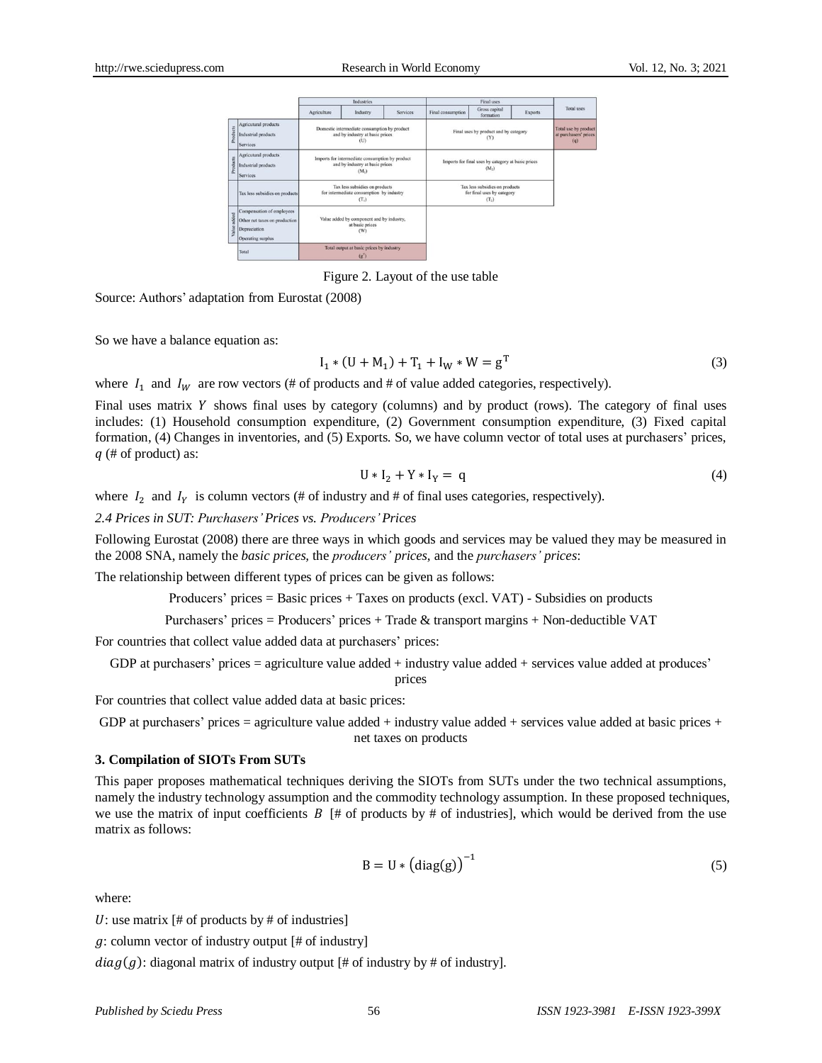|  | Industries | | | Final uses | | | Total uses |
|---|---|---|---|---|---|---|---|
|  | Agriculture | Industry | Services | Final consumption | Gross capital formation | Exports |  |
| Products: Agricutural products; Industrial products; Services | Domestic intermediate consumption by product and by industry at basic prices (U) | | | Final uses by product and by category (Y) | | | Total use by product at purchasers' prices (q) |
| Products: Agricutural products; Industrial products; Services | Imports for intermediate consumption by product and by industry at basic prices ($M_1$) | | | Imports for final uses by category at basic prices ($M_2$) | | |  |
| Tax less subsidies on products | Tax less subsidies on products for intermediate consumption by industry ($T_1$) | | | Tax less subsidies on products for final uses by category ($T_2$) | | |  |
| Value added: Compensation of employees; Other net taxes on production; Depreciation; Operating surplus | Value added by component and by industry, at basic prices (W) | | |  | | |  |
| Total | Total output at basic prices by industry ($g^T$) | | |  | | |  |

Figure 2. Layout of the use table

Source: Authors' adaptation from Eurostat (2008)

So we have a balance equation as:

$$I_1 * (U + M_1) + T_1 + I_W * W = g^T \tag{3}$$

where $I_1$ and $I_W$ are row vectors (# of products and # of value added categories, respectively).

Final uses matrix $Y$ shows final uses by category (columns) and by product (rows). The category of final uses includes: (1) Household consumption expenditure, (2) Government consumption expenditure, (3) Fixed capital formation, (4) Changes in inventories, and (5) Exports. So, we have column vector of total uses at purchasers' prices, $q$ (# of product) as:

$$U * I_2 + Y * I_Y = q \tag{4}$$

where $I_2$ and $I_Y$ is column vectors (# of industry and # of final uses categories, respectively).

*2.4 Prices in SUT: Purchasers' Prices vs. Producers' Prices*

Following Eurostat (2008) there are three ways in which goods and services may be valued they may be measured in the 2008 SNA, namely the *basic prices*, the *producers' prices*, and the *purchasers' prices*:

The relationship between different types of prices can be given as follows:

Producers' prices = Basic prices + Taxes on products (excl. VAT) - Subsidies on products

Purchasers' prices = Producers' prices + Trade & transport margins + Non-deductible VAT

For countries that collect value added data at purchasers' prices:

GDP at purchasers' prices = agriculture value added + industry value added + services value added at produces' prices

For countries that collect value added data at basic prices:

GDP at purchasers' prices = agriculture value added + industry value added + services value added at basic prices + net taxes on products

### 3. Compilation of SIOTs From SUTs

This paper proposes mathematical techniques deriving the SIOTs from SUTs under the two technical assumptions, namely the industry technology assumption and the commodity technology assumption. In these proposed techniques, we use the matrix of input coefficients $B$ [# of products by # of industries], which would be derived from the use matrix as follows:

$$B = U * \left(\text{diag}(g)\right)^{-1} \tag{5}$$

where:

$U$: use matrix [# of products by # of industries]

$g$: column vector of industry output [# of industry]

$diag(g)$: diagonal matrix of industry output [# of industry by # of industry].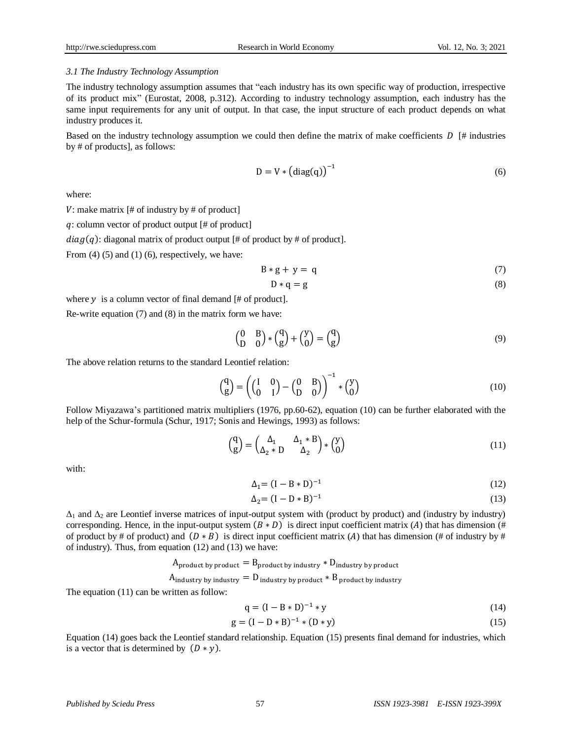### 3.1 The Industry Technology Assumption

The industry technology assumes that "each industry has its own specific way of production, irrespective of its product mix" (Eurostat, 2008, p.312). According to industry technology assumption, each industry has the same input requirements for any unit of output. In that case, the input structure of each product depends on what industry produces it.

Based on the industry technology assumption we could then define the matrix of make coefficients $D$ [# industries by # of products], as follows:

$$\mathrm{D} = \mathrm{V} * \left(\mathrm{diag}(\mathrm{q})\right)^{-1} \tag{6}$$

where:

$V$: make matrix [# of industry by # of product]

$q$: column vector of product output [# of product]

$diag(q)$: diagonal matrix of product output [# of product by # of product].

From (4) (5) and (1) (6), respectively, we have:

$$\mathrm{B} * \mathrm{g} + \mathrm{y} = \mathrm{q} \tag{7}$$

$$\mathrm{D} * \mathrm{q} = \mathrm{g} \tag{8}$$

where $y$ is a column vector of final demand [# of product].

Re-write equation (7) and (8) in the matrix form we have:

$$\begin{pmatrix} 0 & \mathrm{B} \\ \mathrm{D} & 0 \end{pmatrix} * \begin{pmatrix} \mathrm{q} \\ \mathrm{g} \end{pmatrix} + \begin{pmatrix} \mathrm{y} \\ 0 \end{pmatrix} = \begin{pmatrix} \mathrm{q} \\ \mathrm{g} \end{pmatrix} \tag{9}$$

The above relation returns to the standard Leontief relation:

$$\begin{pmatrix} \mathrm{q} \\ \mathrm{g} \end{pmatrix} = \left( \begin{pmatrix} \mathrm{I} & 0 \\ 0 & \mathrm{I} \end{pmatrix} - \begin{pmatrix} 0 & \mathrm{B} \\ \mathrm{D} & 0 \end{pmatrix} \right)^{-1} * \begin{pmatrix} \mathrm{y} \\ 0 \end{pmatrix} \tag{10}$$

Follow Miyazawa's partitioned matrix multipliers (1976, pp.60-62), equation (10) can be further elaborated with the help of the Schur-formula (Schur, 1917; Sonis and Hewings, 1993) as follows:

$$\begin{pmatrix} \mathrm{q} \\ \mathrm{g} \end{pmatrix} = \begin{pmatrix} \Delta_1 & \Delta_1 * \mathrm{B} \\ \Delta_2 * \mathrm{D} & \Delta_2 \end{pmatrix} * \begin{pmatrix} \mathrm{y} \\ 0 \end{pmatrix} \tag{11}$$

with:

$$\Delta_1 = (\mathrm{I} - \mathrm{B} * \mathrm{D})^{-1} \tag{12}$$

$$\Delta_2 = (\mathrm{I} - \mathrm{D} * \mathrm{B})^{-1} \tag{13}$$

$\Delta_1$ and $\Delta_2$ are Leontief inverse matrices of input-output system with (product by product) and (industry by industry) corresponding. Hence, in the input-output system $(B * D)$ is direct input coefficient matrix $(A)$ that has dimension (# of product by # of product) and $(D * B)$ is direct input coefficient matrix $(A)$ that has dimension (# of industry by # of industry). Thus, from equation (12) and (13) we have:

$$\mathrm{A}_{\text{product by product}} = \mathrm{B}_{\text{product by industry}} * \mathrm{D}_{\text{industry by product}}$$

$$\mathrm{A}_{\text{industry by industry}} = \mathrm{D}_{\text{industry by product}} * \mathrm{B}_{\text{product by industry}}$$

The equation (11) can be written as follow:

$$\mathrm{q} = (\mathrm{I} - \mathrm{B} * \mathrm{D})^{-1} * \mathrm{y} \tag{14}$$

$$\mathrm{g} = (\mathrm{I} - \mathrm{D} * \mathrm{B})^{-1} * (\mathrm{D} * \mathrm{y}) \tag{15}$$

Equation (14) goes back the Leontief standard relationship. Equation (15) presents final demand for industries, which is a vector that is determined by $(D * y)$.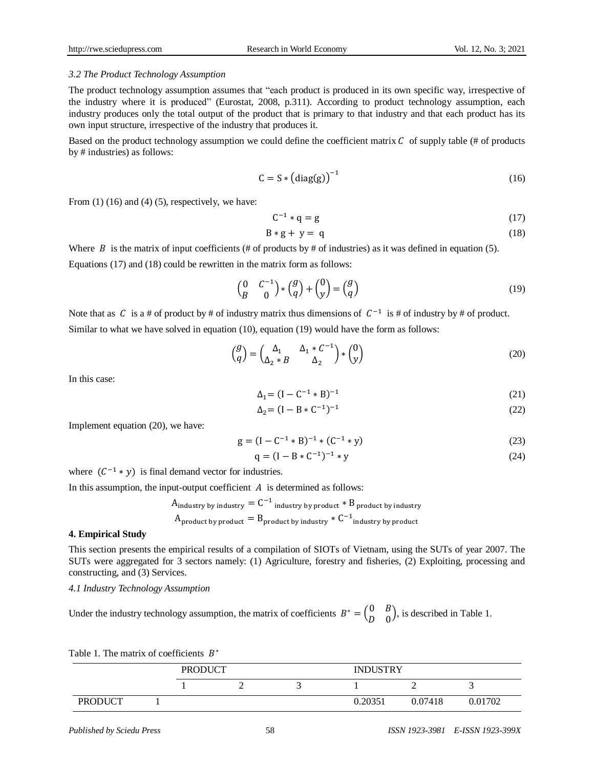### *3.2 The Product Technology Assumption*

The product technology assumption assumes that "each product is produced in its own specific way, irrespective of the industry where it is produced" (Eurostat, 2008, p.311). According to product technology assumption, each industry produces only the total output of the product that is primary to that industry and that each product has its own input structure, irrespective of the industry that produces it.

Based on the product technology assumption we could define the coefficient matrix $C$ of supply table (# of products by # industries) as follows:

$$C = S * \left(\text{diag}(g)\right)^{-1} \tag{16}$$

From (1) (16) and (4) (5), respectively, we have:

$$C^{-1} * q = g \tag{17}$$

$$B * g + y = q \tag{18}$$

Where $B$ is the matrix of input coefficients (# of products by # of industries) as it was defined in equation (5).

Equations (17) and (18) could be rewritten in the matrix form as follows:

$$\begin{pmatrix} 0 & C^{-1} \\ B & 0 \end{pmatrix} * \begin{pmatrix} g \\ q \end{pmatrix} + \begin{pmatrix} 0 \\ y \end{pmatrix} = \begin{pmatrix} g \\ q \end{pmatrix} \tag{19}$$

Note that as $C$ is a # of product by # of industry matrix thus dimensions of $C^{-1}$ is # of industry by # of product.

Similar to what we have solved in equation (10), equation (19) would have the form as follows:

$$\begin{pmatrix} g \\ q \end{pmatrix} = \begin{pmatrix} \Delta_1 & \Delta_1 * C^{-1} \\ \Delta_2 * B & \Delta_2 \end{pmatrix} * \begin{pmatrix} 0 \\ y \end{pmatrix} \tag{20}$$

In this case:

$$\Delta_1 = (I - C^{-1} * B)^{-1} \tag{21}$$

$$\Delta_2 = (I - B * C^{-1})^{-1} \tag{22}$$

Implement equation (20), we have:

$$g = (I - C^{-1} * B)^{-1} * (C^{-1} * y) \tag{23}$$

$$q = (I - B * C^{-1})^{-1} * y \tag{24}$$

where $(C^{-1} * y)$ is final demand vector for industries.

In this assumption, the input-output coefficient $A$ is determined as follows:

$$A_{\text{industry by industry}} = C^{-1}{}_{\text{industry by product}} * B_{\text{product by industry}}$$

$$A_{\text{product by product}} = B_{\text{product by industry}} * C^{-1}{}_{\text{industry by product}}$$

## 4. Empirical Study

This section presents the empirical results of a compilation of SIOTs of Vietnam, using the SUTs of year 2007. The SUTs were aggregated for 3 sectors namely: (1) Agriculture, forestry and fisheries, (2) Exploiting, processing and constructing, and (3) Services.

### *4.1 Industry Technology Assumption*

Under the industry technology assumption, the matrix of coefficients $B^* = \begin{pmatrix} 0 & B \\ D & 0 \end{pmatrix}$, is described in Table 1.

Table 1. The matrix of coefficients $B^*$

| | | PRODUCT | | | INDUSTRY | | |
|---|---|---|---|---|---|---|---|
| | | 1 | 2 | 3 | 1 | 2 | 3 |
| PRODUCT | 1 | | | | 0.20351 | 0.07418 | 0.01702 |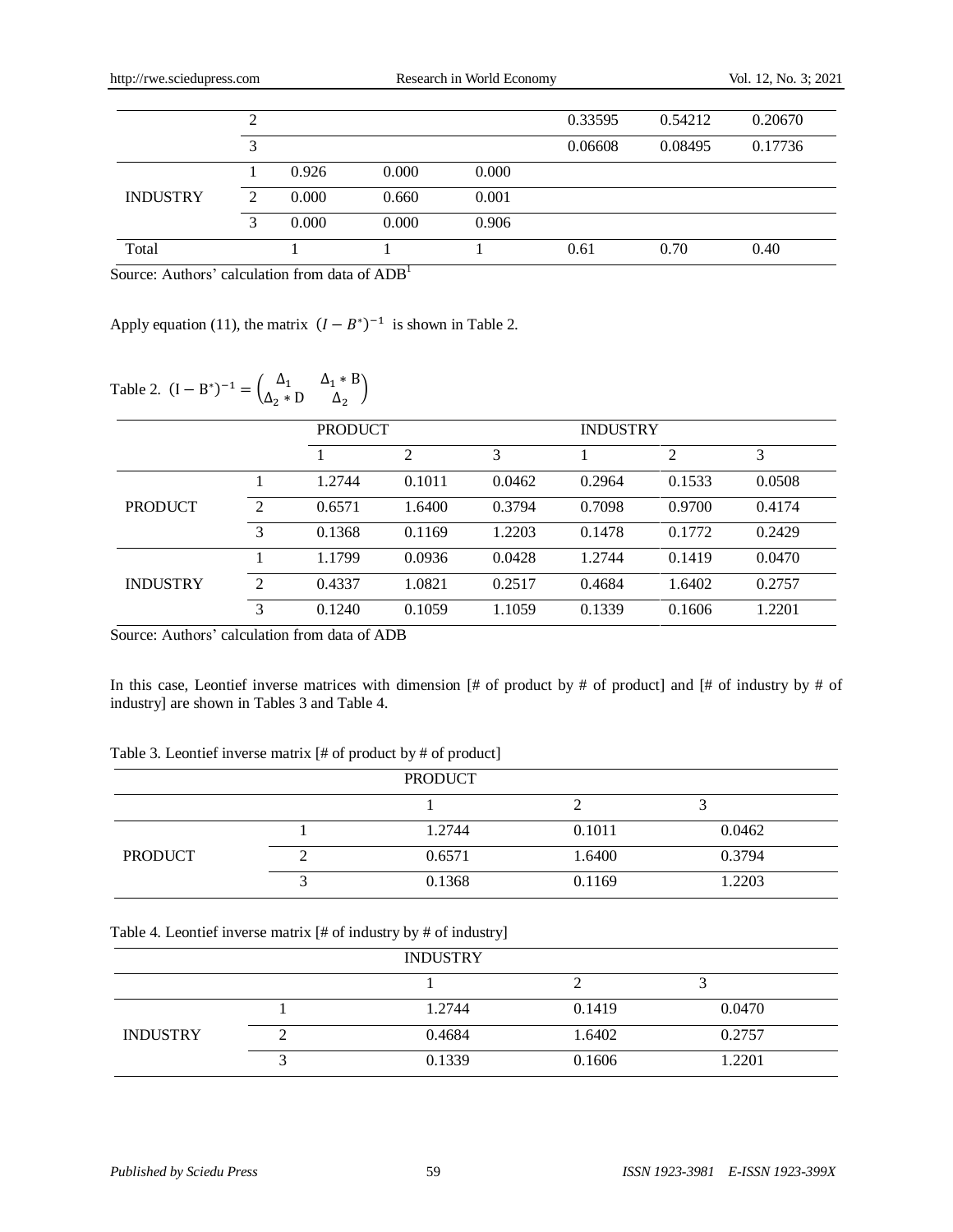| | | | | | | | |
|---|---|---|---|---|---|---|---|
| | 2 | | | | 0.33595 | 0.54212 | 0.20670 |
| | 3 | | | | 0.06608 | 0.08495 | 0.17736 |
| INDUSTRY | 1 | 0.926 | 0.000 | 0.000 | | | |
| | 2 | 0.000 | 0.660 | 0.001 | | | |
| | 3 | 0.000 | 0.000 | 0.906 | | | |
| Total | | 1 | 1 | 1 | 0.61 | 0.70 | 0.40 |

Source: Authors' calculation from data of ADB[1]

Apply equation (11), the matrix $(I - B^{*})^{-1}$ is shown in Table 2.

Table 2. $(\mathrm{I} - \mathrm{B}^{*})^{-1} = \begin{pmatrix} \Delta_1 & \Delta_1 * \mathrm{B} \\ \Delta_2 * \mathrm{D} & \Delta_2 \end{pmatrix}$

| | | PRODUCT | | | INDUSTRY | | |
|---|---|---|---|---|---|---|---|
| | | 1 | 2 | 3 | 1 | 2 | 3 |
| PRODUCT | 1 | 1.2744 | 0.1011 | 0.0462 | 0.2964 | 0.1533 | 0.0508 |
| | 2 | 0.6571 | 1.6400 | 0.3794 | 0.7098 | 0.9700 | 0.4174 |
| | 3 | 0.1368 | 0.1169 | 1.2203 | 0.1478 | 0.1772 | 0.2429 |
| INDUSTRY | 1 | 1.1799 | 0.0936 | 0.0428 | 1.2744 | 0.1419 | 0.0470 |
| | 2 | 0.4337 | 1.0821 | 0.2517 | 0.4684 | 1.6402 | 0.2757 |
| | 3 | 0.1240 | 0.1059 | 1.1059 | 0.1339 | 0.1606 | 1.2201 |

Source: Authors' calculation from data of ADB

In this case, Leontief inverse matrices with dimension [# of product by # of product] and [# of industry by # of industry] are shown in Tables 3 and Table 4.

Table 3. Leontief inverse matrix [# of product by # of product]

| | | PRODUCT | | |
|---|---|---|---|---|
| | | 1 | 2 | 3 |
| PRODUCT | 1 | 1.2744 | 0.1011 | 0.0462 |
| | 2 | 0.6571 | 1.6400 | 0.3794 |
| | 3 | 0.1368 | 0.1169 | 1.2203 |

Table 4. Leontief inverse matrix [# of industry by # of industry]

| | | INDUSTRY | | |
|---|---|---|---|---|
| | | 1 | 2 | 3 |
| INDUSTRY | 1 | 1.2744 | 0.1419 | 0.0470 |
| | 2 | 0.4684 | 1.6402 | 0.2757 |
| | 3 | 0.1339 | 0.1606 | 1.2201 |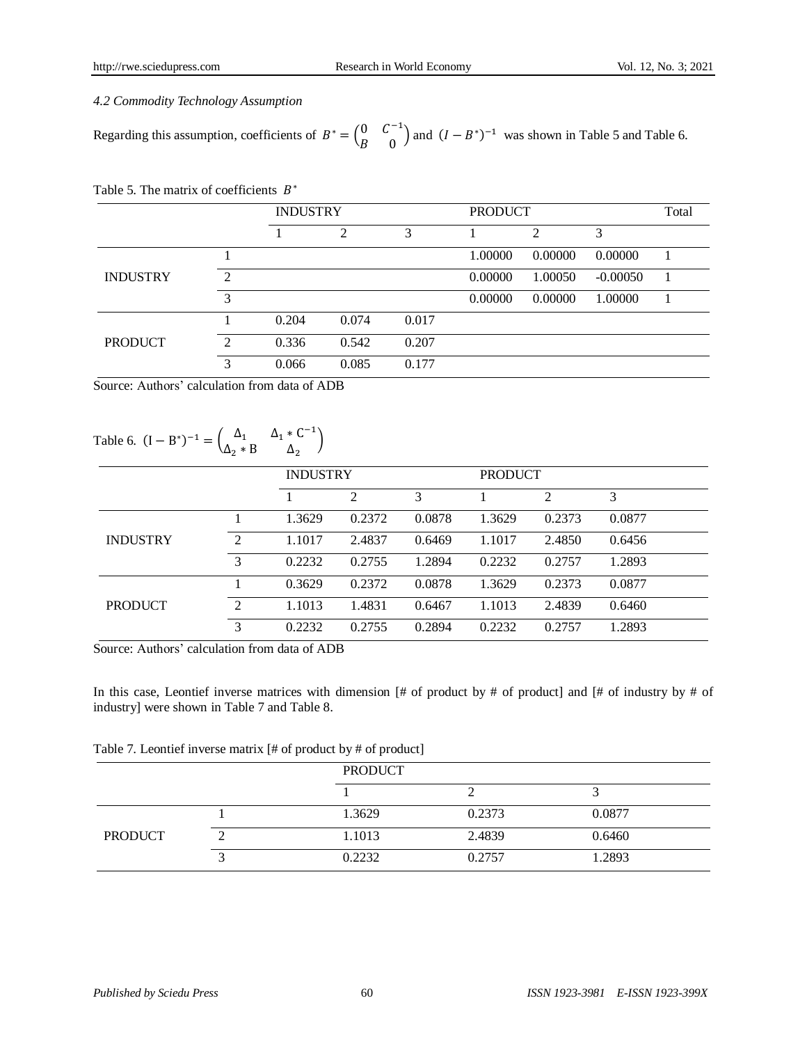*4.2 Commodity Technology Assumption*

Regarding this assumption, coefficients of $B^* = \begin{pmatrix} 0 & C^{-1} \\ B & 0 \end{pmatrix}$ and $(I - B^*)^{-1}$ was shown in Table 5 and Table 6.

Table 5. The matrix of coefficients $B^*$

| | | INDUSTRY | | | PRODUCT | | | Total |
|---|---|---|---|---|---|---|---|---|
| | | 1 | 2 | 3 | 1 | 2 | 3 | |
| INDUSTRY | 1 | | | | 1.00000 | 0.00000 | 0.00000 | 1 |
| | 2 | | | | 0.00000 | 1.00050 | -0.00050 | 1 |
| | 3 | | | | 0.00000 | 0.00000 | 1.00000 | 1 |
| PRODUCT | 1 | 0.204 | 0.074 | 0.017 | | | | |
| | 2 | 0.336 | 0.542 | 0.207 | | | | |
| | 3 | 0.066 | 0.085 | 0.177 | | | | |

Source: Authors' calculation from data of ADB

Table 6. $(I - B^*)^{-1} = \begin{pmatrix} \Delta_1 & \Delta_1 * C^{-1} \\ \Delta_2 * B & \Delta_2 \end{pmatrix}$

| | | INDUSTRY | | | PRODUCT | | |
|---|---|---|---|---|---|---|---|
| | | 1 | 2 | 3 | 1 | 2 | 3 |
| INDUSTRY | 1 | 1.3629 | 0.2372 | 0.0878 | 1.3629 | 0.2373 | 0.0877 |
| | 2 | 1.1017 | 2.4837 | 0.6469 | 1.1017 | 2.4850 | 0.6456 |
| | 3 | 0.2232 | 0.2755 | 1.2894 | 0.2232 | 0.2757 | 1.2893 |
| PRODUCT | 1 | 0.3629 | 0.2372 | 0.0878 | 1.3629 | 0.2373 | 0.0877 |
| | 2 | 1.1013 | 1.4831 | 0.6467 | 1.1013 | 2.4839 | 0.6460 |
| | 3 | 0.2232 | 0.2755 | 0.2894 | 0.2232 | 0.2757 | 1.2893 |

Source: Authors' calculation from data of ADB

In this case, Leontief inverse matrices with dimension [# of product by # of product] and [# of industry by # of industry] were shown in Table 7 and Table 8.

Table 7. Leontief inverse matrix [# of product by # of product]

| | | PRODUCT | | |
|---|---|---|---|---|
| | | 1 | 2 | 3 |
| PRODUCT | 1 | 1.3629 | 0.2373 | 0.0877 |
| | 2 | 1.1013 | 2.4839 | 0.6460 |
| | 3 | 0.2232 | 0.2757 | 1.2893 |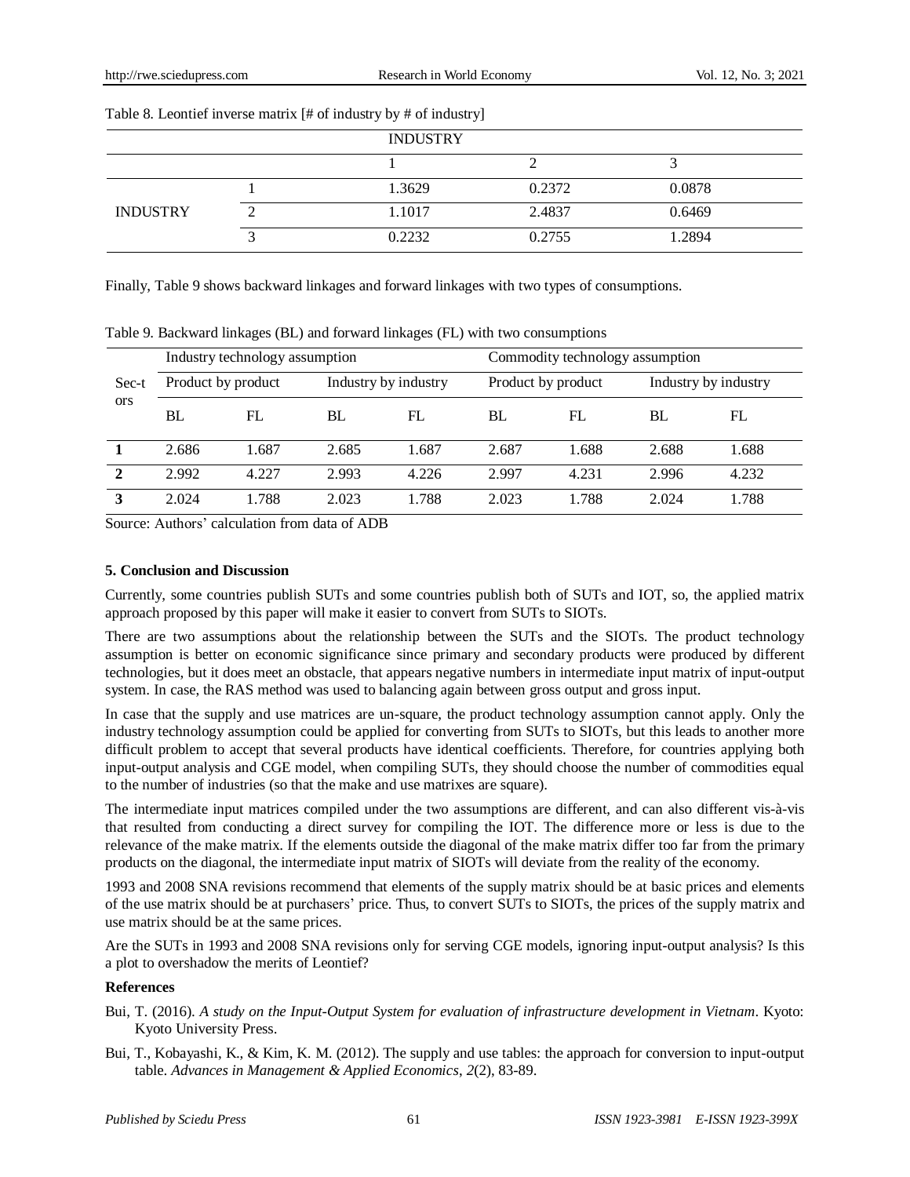Table 8. Leontief inverse matrix [# of industry by # of industry]

| | | INDUSTRY | | |
|---|---|---|---|---|
| | | 1 | 2 | 3 |
| INDUSTRY | 1 | 1.3629 | 0.2372 | 0.0878 |
| | 2 | 1.1017 | 2.4837 | 0.6469 |
| | 3 | 0.2232 | 0.2755 | 1.2894 |

Finally, Table 9 shows backward linkages and forward linkages with two types of consumptions.

Table 9. Backward linkages (BL) and forward linkages (FL) with two consumptions

| Sectors | Industry technology assumption | | | | Commodity technology assumption | | | |
|---|---|---|---|---|---|---|---|---|
| | Product by product | | Industry by industry | | Product by product | | Industry by industry | |
| | BL | FL | BL | FL | BL | FL | BL | FL |
| **1** | 2.686 | 1.687 | 2.685 | 1.687 | 2.687 | 1.688 | 2.688 | 1.688 |
| **2** | 2.992 | 4.227 | 2.993 | 4.226 | 2.997 | 4.231 | 2.996 | 4.232 |
| **3** | 2.024 | 1.788 | 2.023 | 1.788 | 2.023 | 1.788 | 2.024 | 1.788 |

Source: Authors' calculation from data of ADB

### 5. Conclusion and Discussion

Currently, some countries publish SUTs and some countries publish both of SUTs and IOT, so, the applied matrix approach proposed by this paper will make it easier to convert from SUTs to SIOTs.

There are two assumptions about the relationship between the SUTs and the SIOTs. The product technology assumption is better on economic significance since primary and secondary products were produced by different technologies, but it does meet an obstacle, that appears negative numbers in intermediate input matrix of input-output system. In case, the RAS method was used to balancing again between gross output and gross input.

In case that the supply and use matrices are un-square, the product technology assumption cannot apply. Only the industry technology assumption could be applied for converting from SUTs to SIOTs, but this leads to another more difficult problem to accept that several products have identical coefficients. Therefore, for countries applying both input-output analysis and CGE model, when compiling SUTs, they should choose the number of commodities equal to the number of industries (so that the make and use matrixes are square).

The intermediate input matrices compiled under the two assumptions are different, and can also different vis-à-vis that resulted from conducting a direct survey for compiling the IOT. The difference more or less is due to the relevance of the make matrix. If the elements outside the diagonal of the make matrix differ too far from the primary products on the diagonal, the intermediate input matrix of SIOTs will deviate from the reality of the economy.

1993 and 2008 SNA revisions recommend that elements of the supply matrix should be at basic prices and elements of the use matrix should be at purchasers' price. Thus, to convert SUTs to SIOTs, the prices of the supply matrix and use matrix should be at the same prices.

Are the SUTs in 1993 and 2008 SNA revisions only for serving CGE models, ignoring input-output analysis? Is this a plot to overshadow the merits of Leontief?

### References

Bui, T. (2016). *A study on the Input-Output System for evaluation of infrastructure development in Vietnam*. Kyoto: Kyoto University Press.

Bui, T., Kobayashi, K., & Kim, K. M. (2012). The supply and use tables: the approach for conversion to input-output table. *Advances in Management & Applied Economics, 2*(2), 83-89.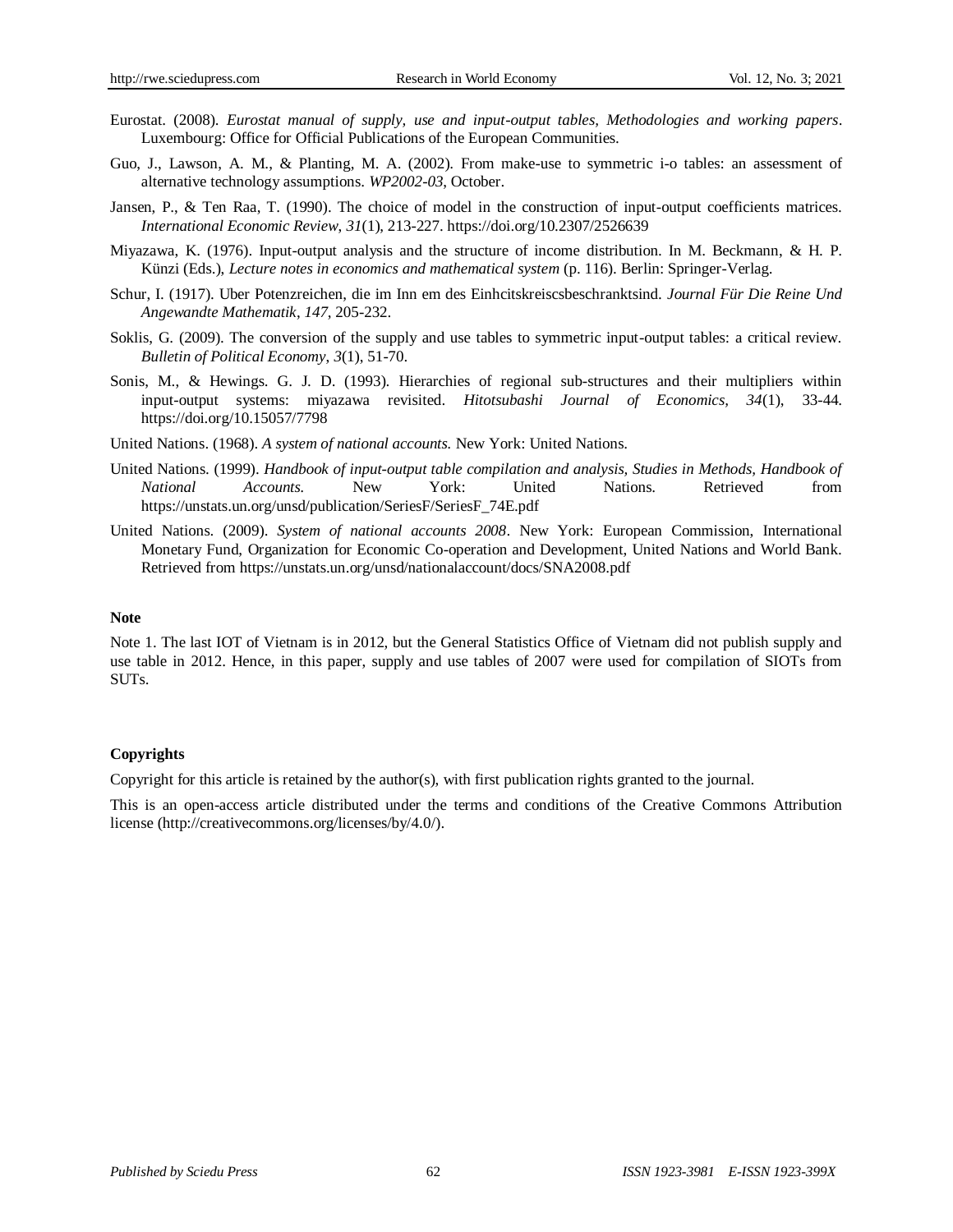Eurostat. (2008). *Eurostat manual of supply, use and input-output tables, Methodologies and working papers*. Luxembourg: Office for Official Publications of the European Communities.

Guo, J., Lawson, A. M., & Planting, M. A. (2002). From make-use to symmetric i-o tables: an assessment of alternative technology assumptions. *WP2002-03*, October.

Jansen, P., & Ten Raa, T. (1990). The choice of model in the construction of input-output coefficients matrices. *International Economic Review, 31*(1), 213-227. https://doi.org/10.2307/2526639

Miyazawa, K. (1976). Input-output analysis and the structure of income distribution. In M. Beckmann, & H. P. Künzi (Eds.), *Lecture notes in economics and mathematical system* (p. 116). Berlin: Springer-Verlag.

Schur, I. (1917). Uber Potenzreichen, die im Inn em des Einhcitskreiscsbeschranktsind. *Journal Für Die Reine Und Angewandte Mathematik*, *147*, 205-232.

Soklis, G. (2009). The conversion of the supply and use tables to symmetric input-output tables: a critical review. *Bulletin of Political Economy*, *3*(1), 51-70.

Sonis, M., & Hewings. G. J. D. (1993). Hierarchies of regional sub-structures and their multipliers within input-output systems: miyazawa revisited. *Hitotsubashi Journal of Economics, 34*(1), 33-44. https://doi.org/10.15057/7798

United Nations. (1968). *A system of national accounts.* New York: United Nations.

United Nations. (1999). *Handbook of input-output table compilation and analysis, Studies in Methods, Handbook of National Accounts*. New York: United Nations. Retrieved from https://unstats.un.org/unsd/publication/SeriesF/SeriesF_74E.pdf

United Nations. (2009). *System of national accounts 2008*. New York: European Commission, International Monetary Fund, Organization for Economic Co-operation and Development, United Nations and World Bank. Retrieved from https://unstats.un.org/unsd/nationalaccount/docs/SNA2008.pdf

**Note**

Note 1. The last IOT of Vietnam is in 2012, but the General Statistics Office of Vietnam did not publish supply and use table in 2012. Hence, in this paper, supply and use tables of 2007 were used for compilation of SIOTs from SUTs.

**Copyrights**

Copyright for this article is retained by the author(s), with first publication rights granted to the journal.

This is an open-access article distributed under the terms and conditions of the Creative Commons Attribution license (http://creativecommons.org/licenses/by/4.0/).